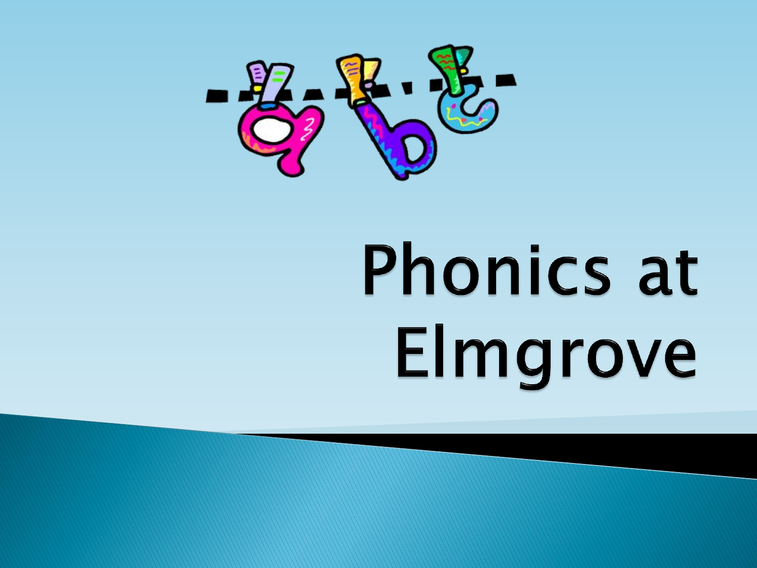# Phonics at Elmgrove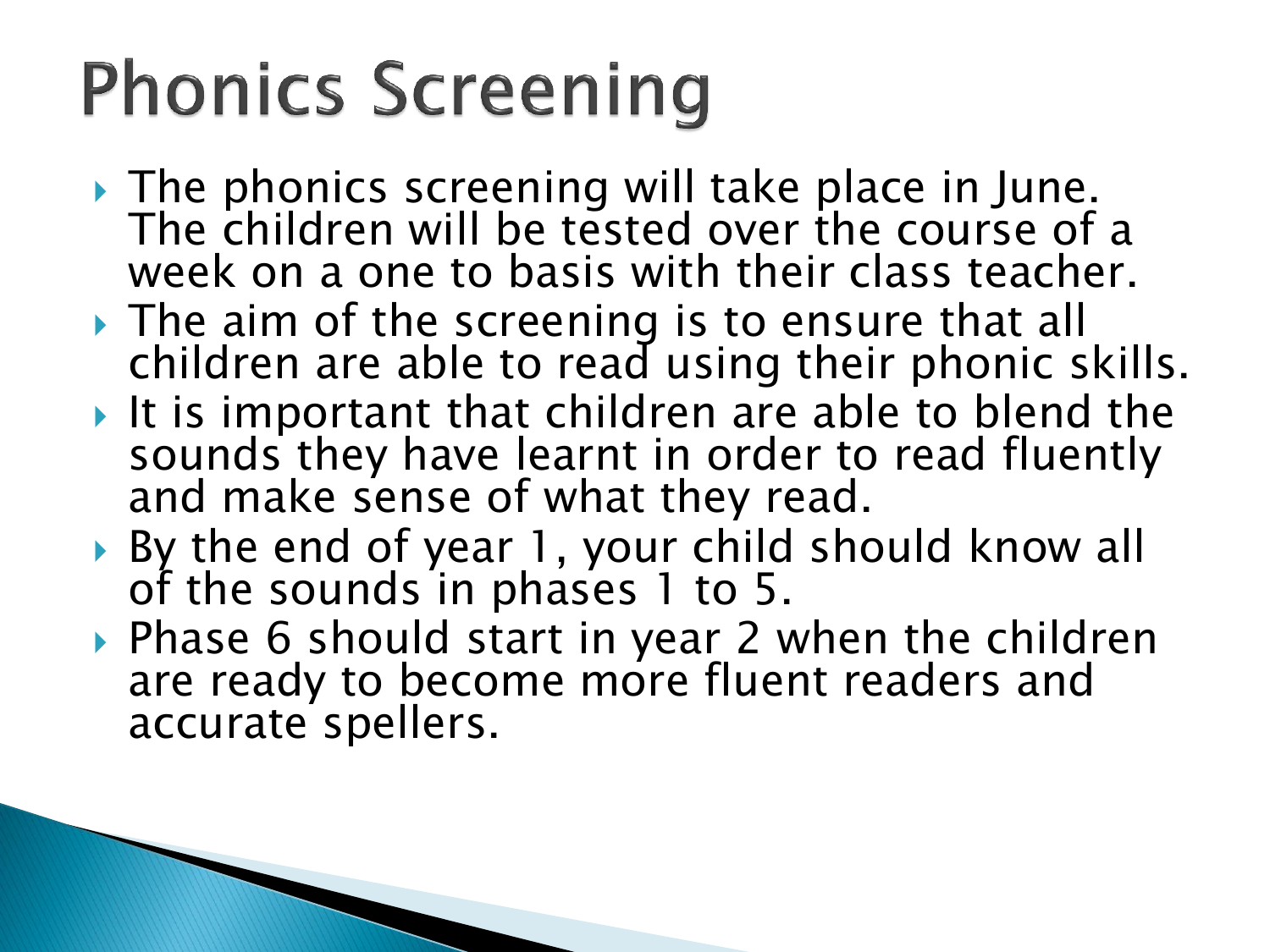# Phonics Screening

- The phonics screening will take place in June. The children will be tested over the course of a week on a one to basis with their class teacher.
- The aim of the screening is to ensure that all children are able to read using their phonic skills.
- It is important that children are able to blend the sounds they have learnt in order to read fluently and make sense of what they read.
- By the end of year 1, your child should know all of the sounds in phases 1 to 5.
- Phase 6 should start in year 2 when the children are ready to become more fluent readers and accurate spellers.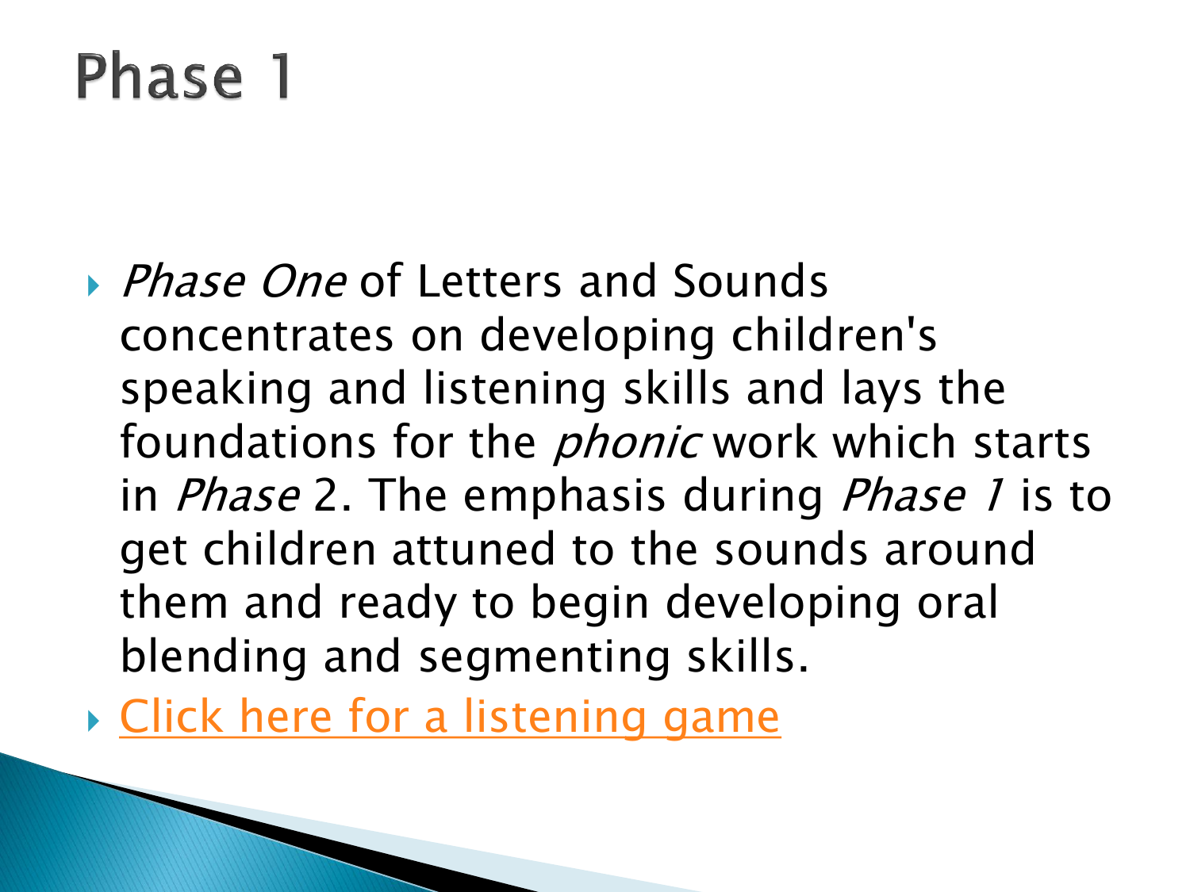# Phase 1

- *Phase One* of Letters and Sounds concentrates on developing children's speaking and listening skills and lays the foundations for the *phonic* work which starts in *Phase* 2. The emphasis during *Phase 1* is to get children attuned to the sounds around them and ready to begin developing oral blending and segmenting skills.
- Click here for a listening game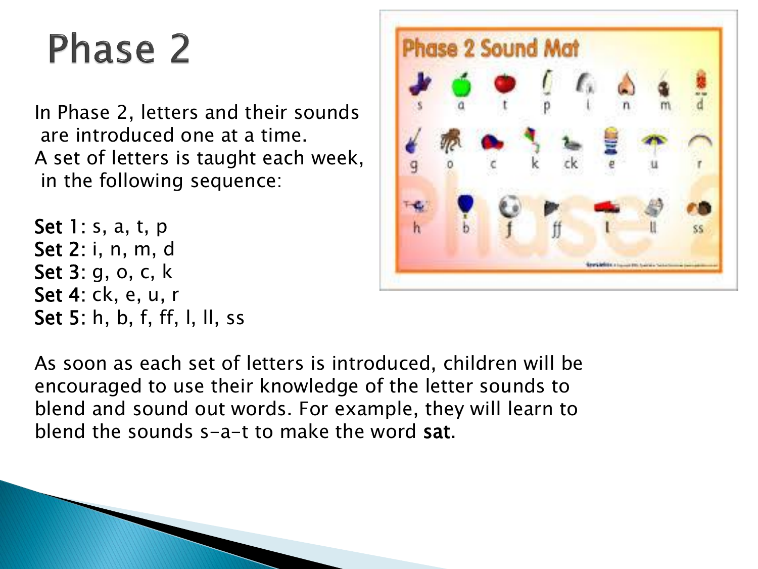# Phase 2

In Phase 2, letters and their sounds are introduced one at a time.
A set of letters is taught each week, in the following sequence:

**Set 1**: s, a, t, p
**Set 2**: i, n, m, d
**Set 3**: g, o, c, k
**Set 4**: ck, e, u, r
**Set 5**: h, b, f, ff, l, ll, ss

As soon as each set of letters is introduced, children will be encouraged to use their knowledge of the letter sounds to blend and sound out words. For example, they will learn to blend the sounds s-a-t to make the word **sat**.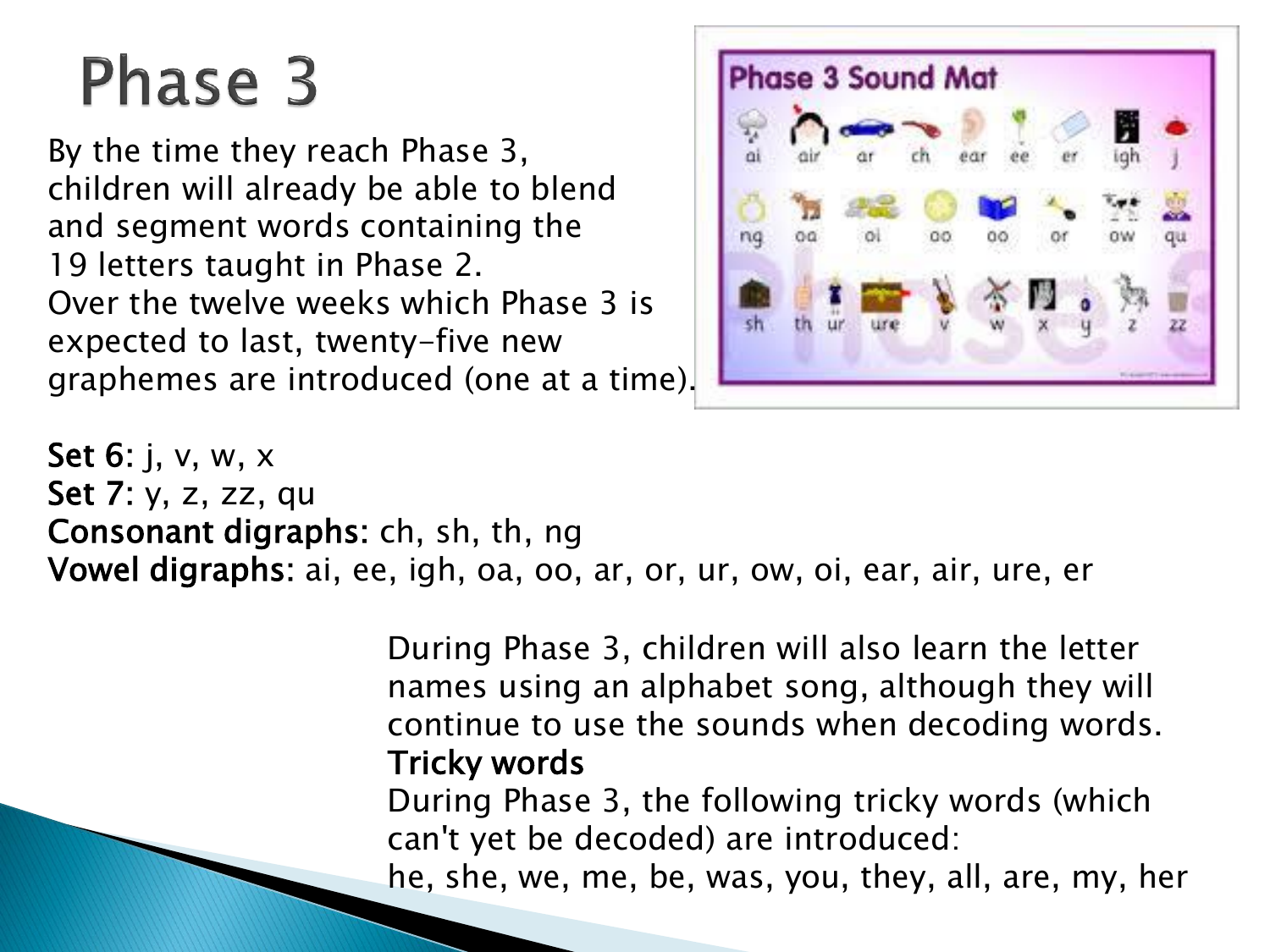# Phase 3

By the time they reach Phase 3, children will already be able to blend and segment words containing the 19 letters taught in Phase 2.
Over the twelve weeks which Phase 3 is expected to last, twenty-five new graphemes are introduced (one at a time).

**Set 6**: j, v, w, x
**Set 7**: y, z, zz, qu
**Consonant digraphs**: ch, sh, th, ng
**Vowel digraphs**: ai, ee, igh, oa, oo, ar, or, ur, ow, oi, ear, air, ure, er

During Phase 3, children will also learn the letter names using an alphabet song, although they will continue to use the sounds when decoding words.

**Tricky words**

During Phase 3, the following tricky words (which can't yet be decoded) are introduced:
he, she, we, me, be, was, you, they, all, are, my, her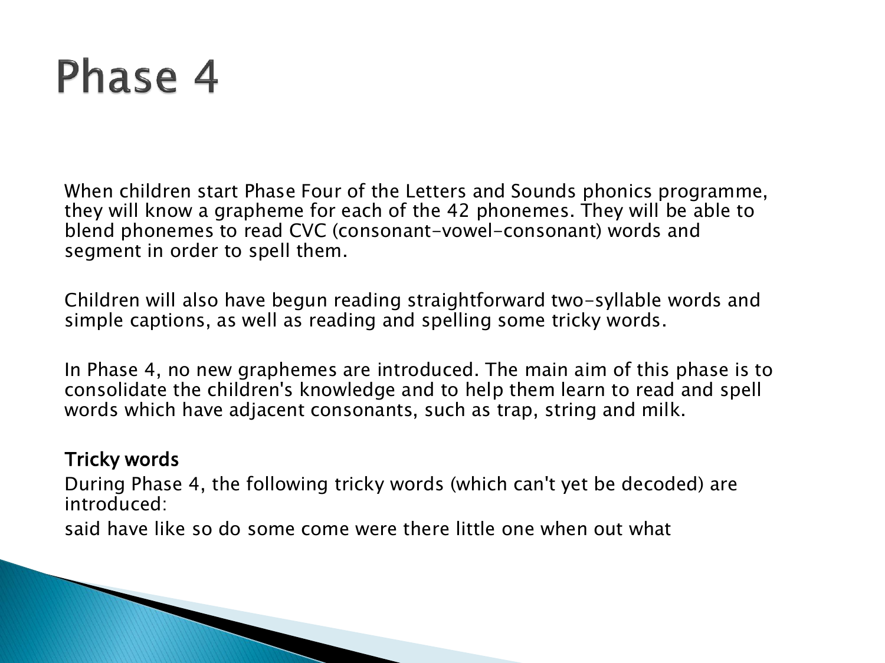# Phase 4

When children start Phase Four of the Letters and Sounds phonics programme, they will know a grapheme for each of the 42 phonemes. They will be able to blend phonemes to read CVC (consonant-vowel-consonant) words and segment in order to spell them.

Children will also have begun reading straightforward two-syllable words and simple captions, as well as reading and spelling some tricky words.

In Phase 4, no new graphemes are introduced. The main aim of this phase is to consolidate the children's knowledge and to help them learn to read and spell words which have adjacent consonants, such as trap, string and milk.

## Tricky words

During Phase 4, the following tricky words (which can't yet be decoded) are introduced:

said have like so do some come were there little one when out what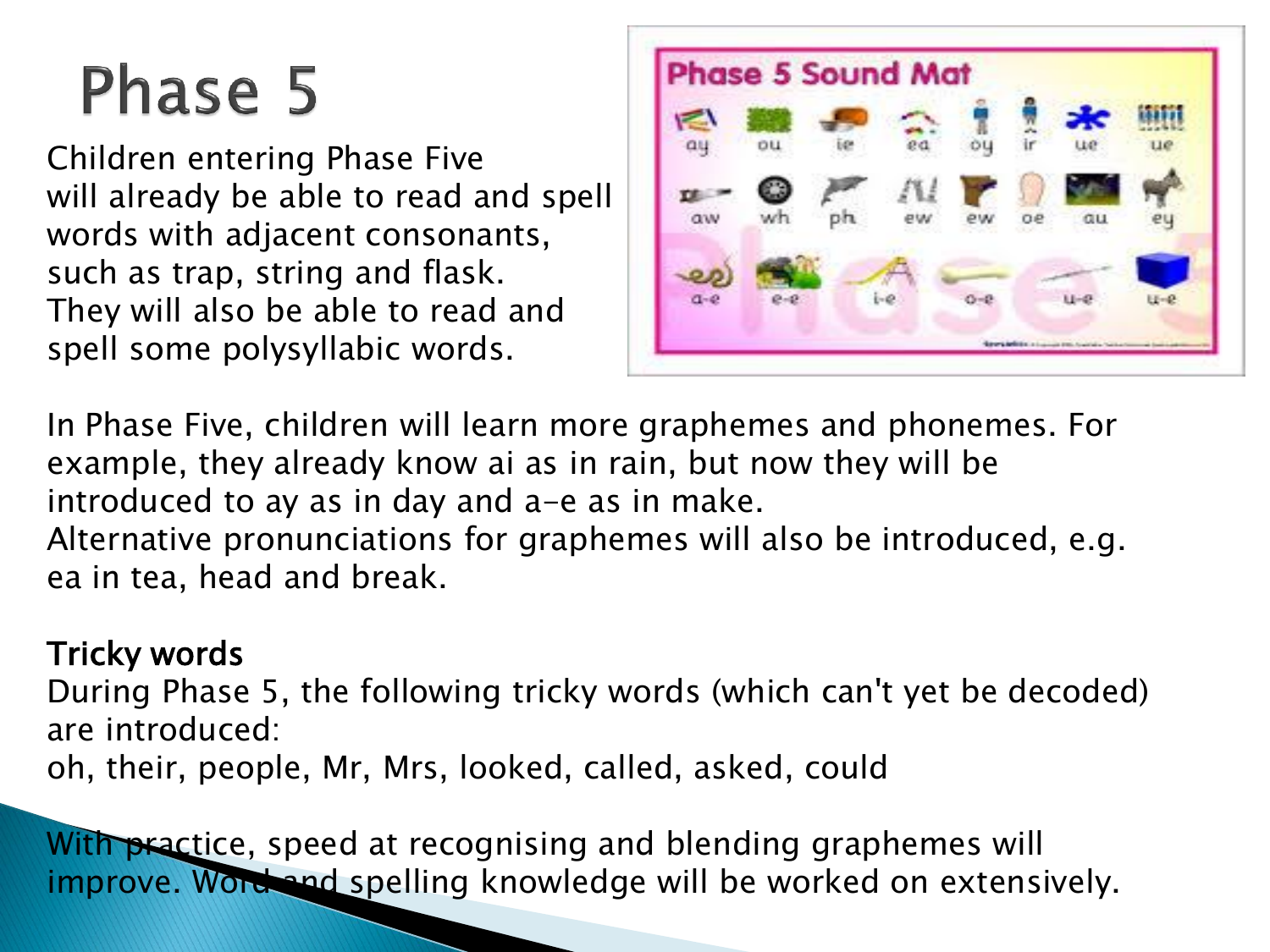# Phase 5

Children entering Phase Five will already be able to read and spell words with adjacent consonants, such as trap, string and flask. They will also be able to read and spell some polysyllabic words.

In Phase Five, children will learn more graphemes and phonemes. For example, they already know ai as in rain, but now they will be introduced to ay as in day and a-e as in make.
Alternative pronunciations for graphemes will also be introduced, e.g. ea in tea, head and break.

**Tricky words**
During Phase 5, the following tricky words (which can't yet be decoded) are introduced:
oh, their, people, Mr, Mrs, looked, called, asked, could

With practice, speed at recognising and blending graphemes will improve. Word and spelling knowledge will be worked on extensively.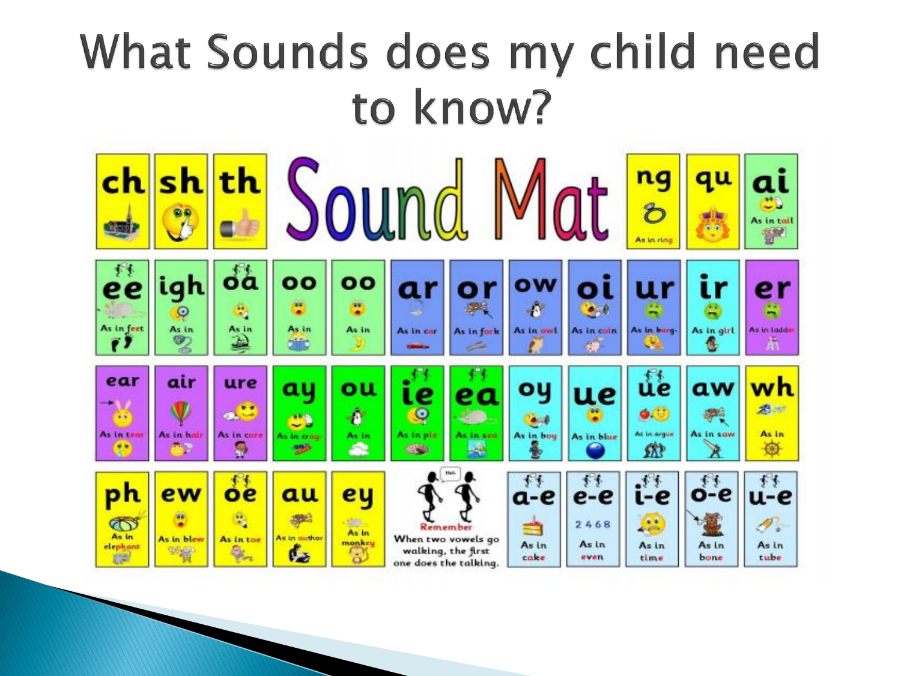# What Sounds does my child need to know?

## Sound Mat

ch | sh | th | ng (As in ring) | qu | ai (As in tail)

ee (As in feet) | igh (As in) | oa (As in) | oo (As in) | oo (As in) | ar (As in car) | or (As in fork) | ow (As in owl) | oi (As in coin) | ur (As in burg-) | ir (As in girl) | er (As in ladder)

ear (As in tear) | air (As in hair) | ure (As in cure) | ay (As in cray-on) | ou (As in) | ie (As in pie) | ea (As in sea) | oy (As in boy) | ue (As in blue) | ue (As in argue) | aw (As in saw) | wh (As in)

ph (As in elephant) | ew (As in blew) | oe (As in toe) | au (As in author) | ey (As in monkey)

Remember
When two vowels go walking, the first one does the talking.

a-e (As in cake) | e-e (2 4 6 8, As in even) | i-e (As in time) | o-e (As in bone) | u-e (As in tube)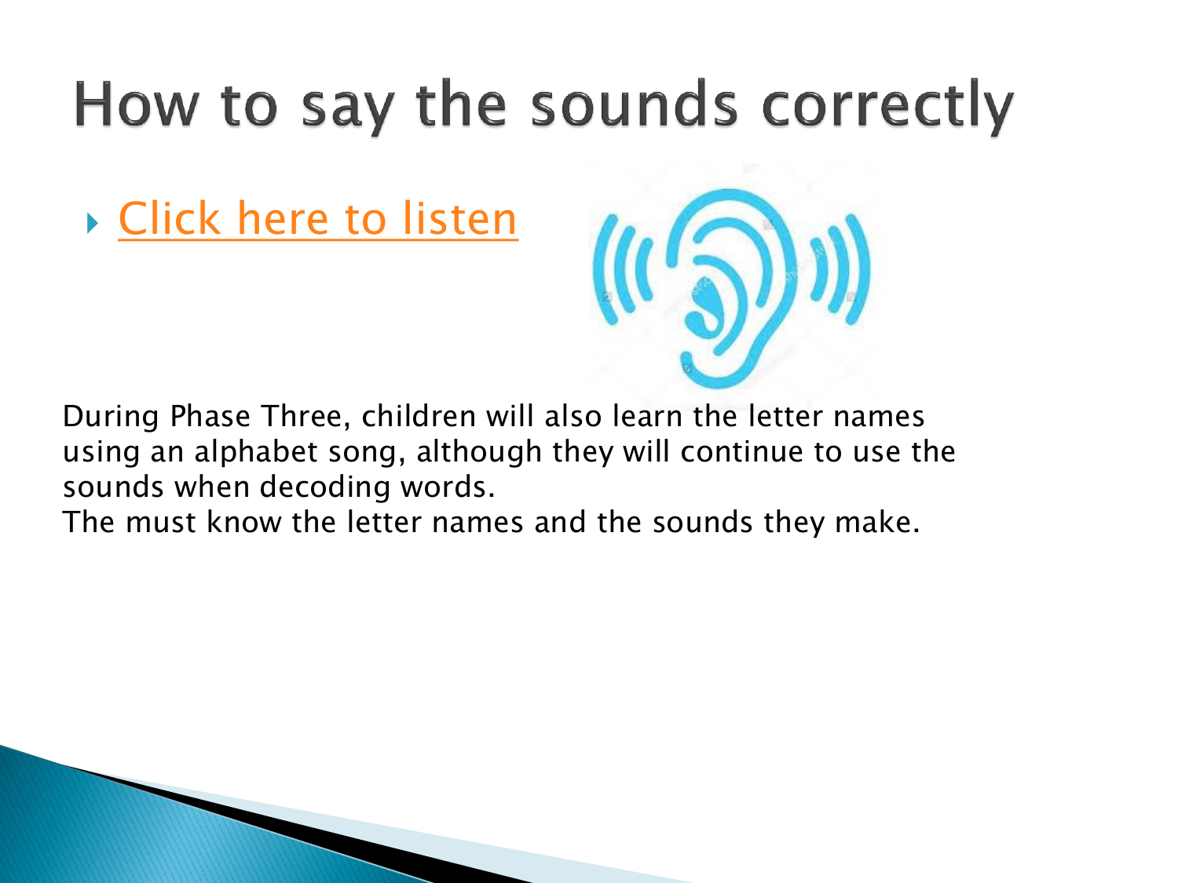# How to say the sounds correctly

- Click here to listen

During Phase Three, children will also learn the letter names using an alphabet song, although they will continue to use the sounds when decoding words.
The must know the letter names and the sounds they make.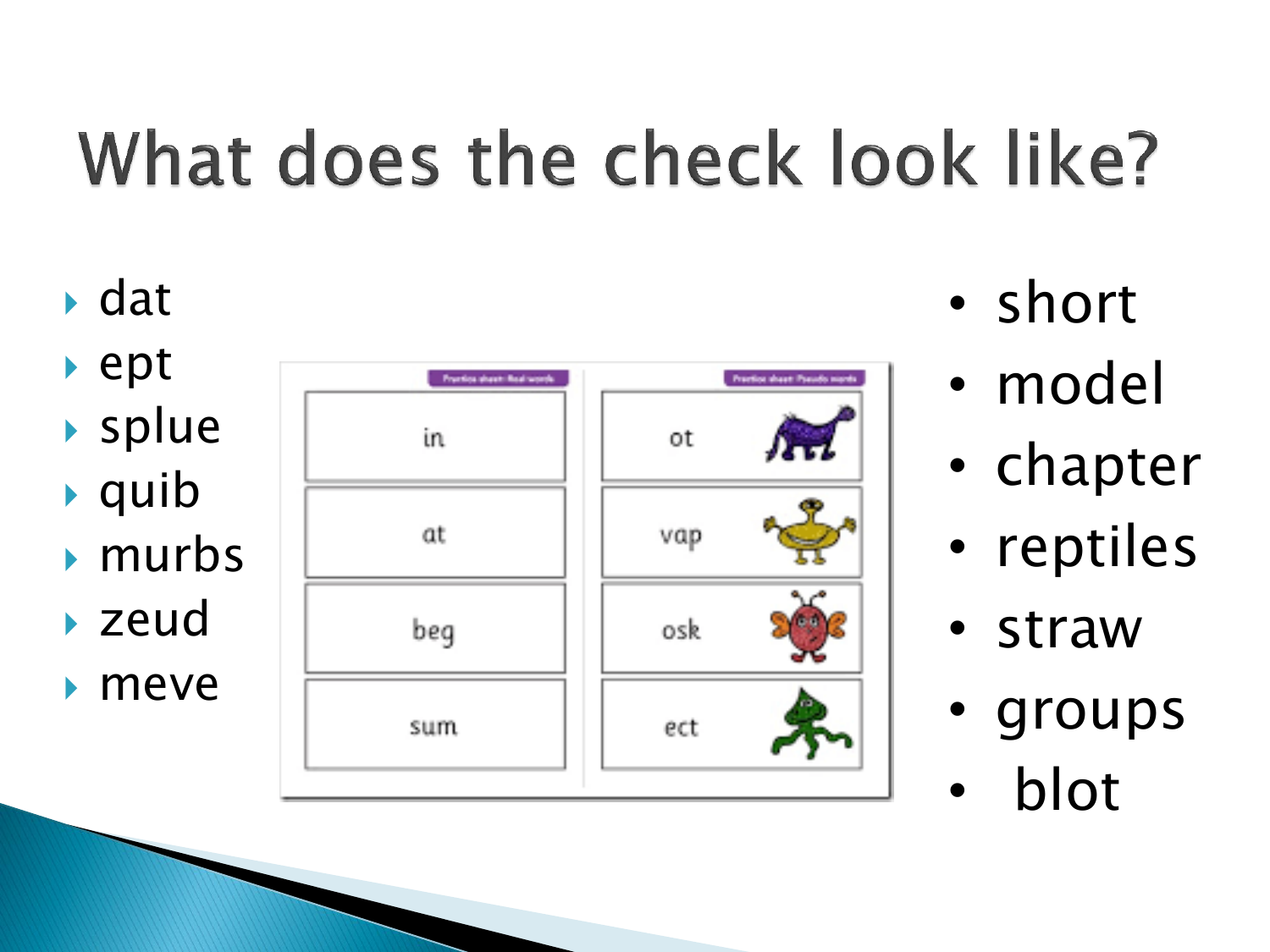# What does the check look like?

- dat
- ept
- splue
- quib
- murbs
- zeud
- meve

| Practice sheet: Real words | Practice sheet: Pseudo words |
| --- | --- |
| in | ot |
| at | vap |
| beg | osk |
| sum | ect |

- short
- model
- chapter
- reptiles
- straw
- groups
- blot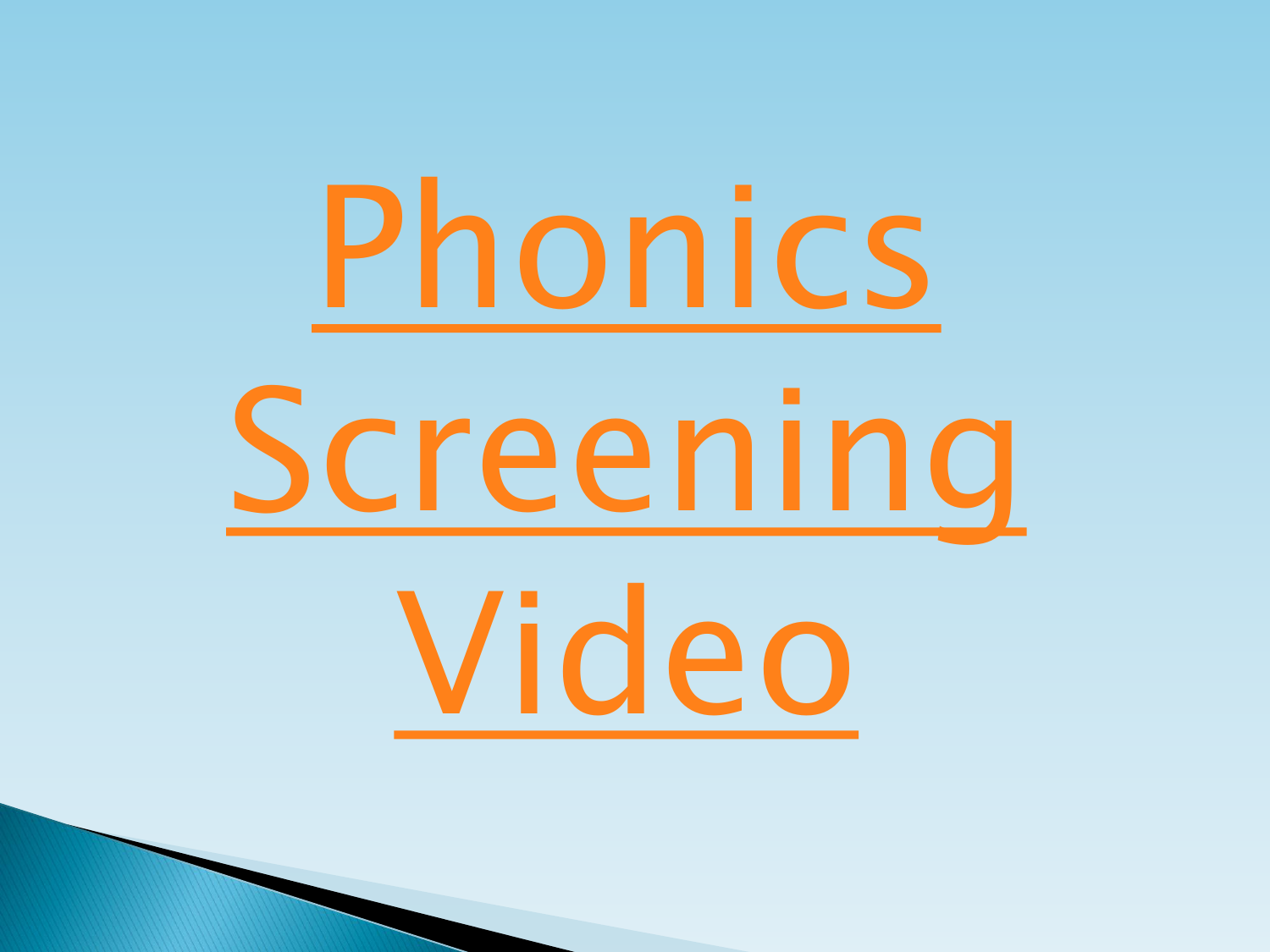# Phonics Screening Video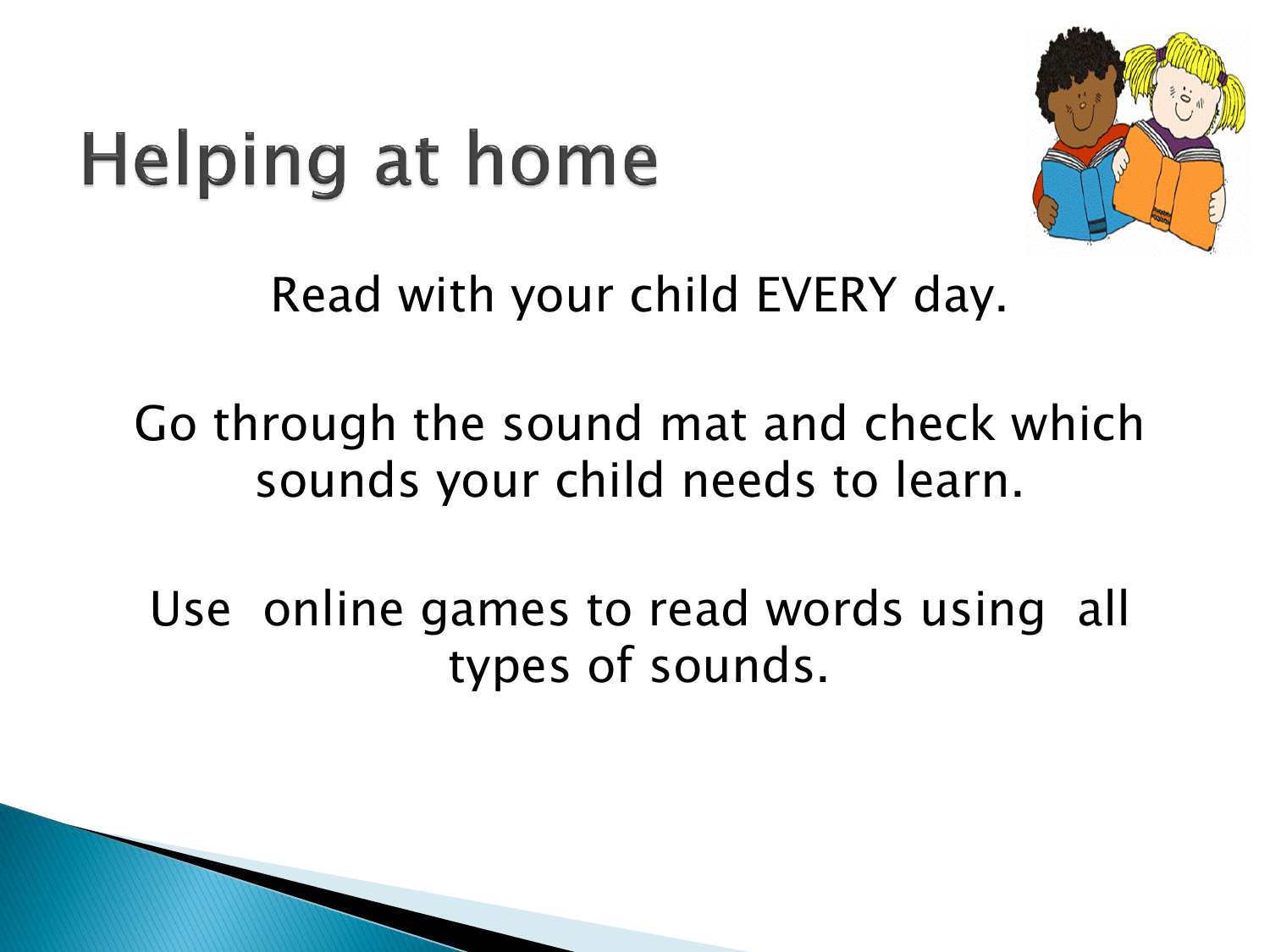# Helping at home

Read with your child EVERY day.

Go through the sound mat and check which sounds your child needs to learn.

Use online games to read words using all types of sounds.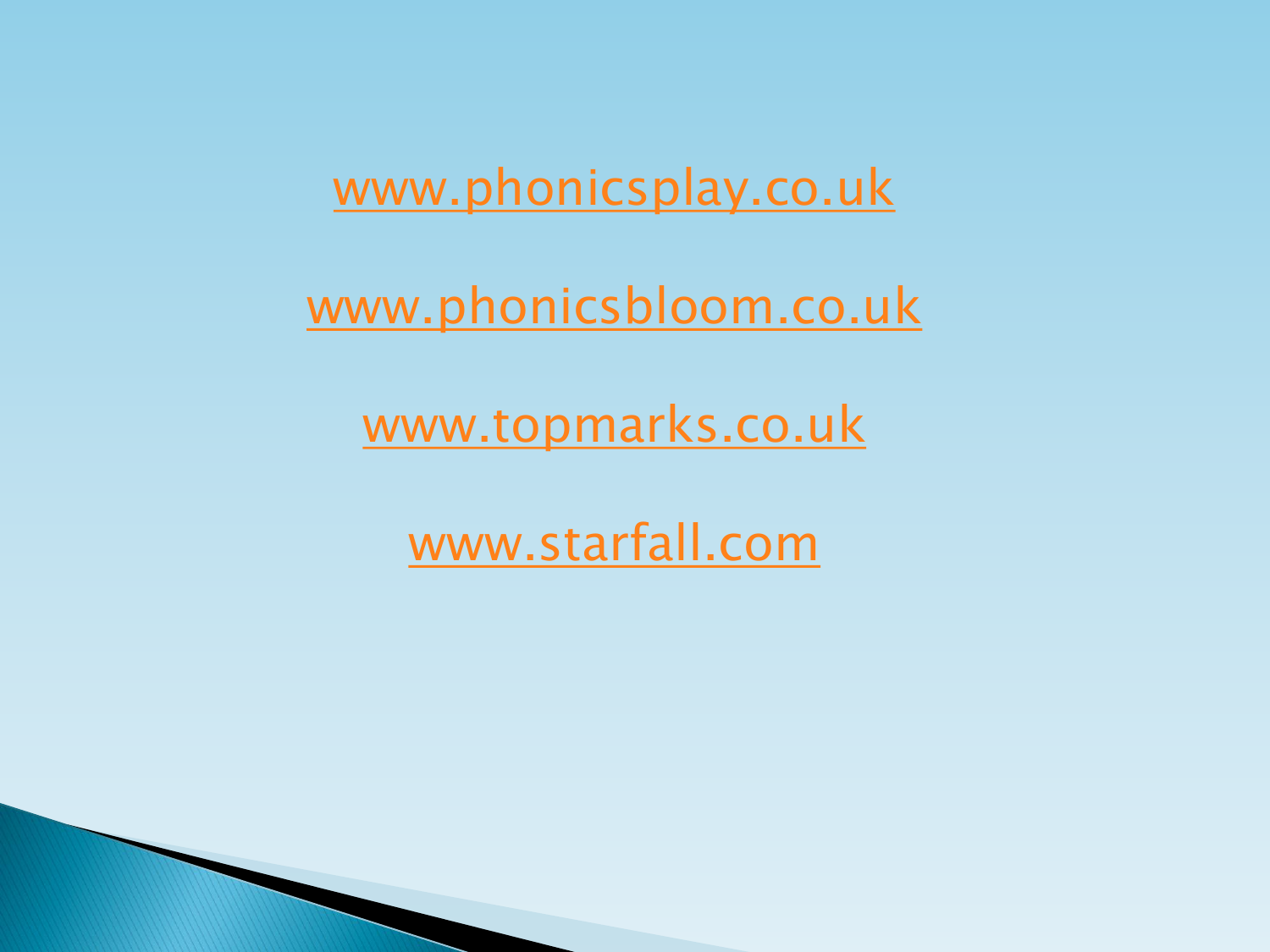www.phonicsplay.co.uk

www.phonicsbloom.co.uk

www.topmarks.co.uk

www.starfall.com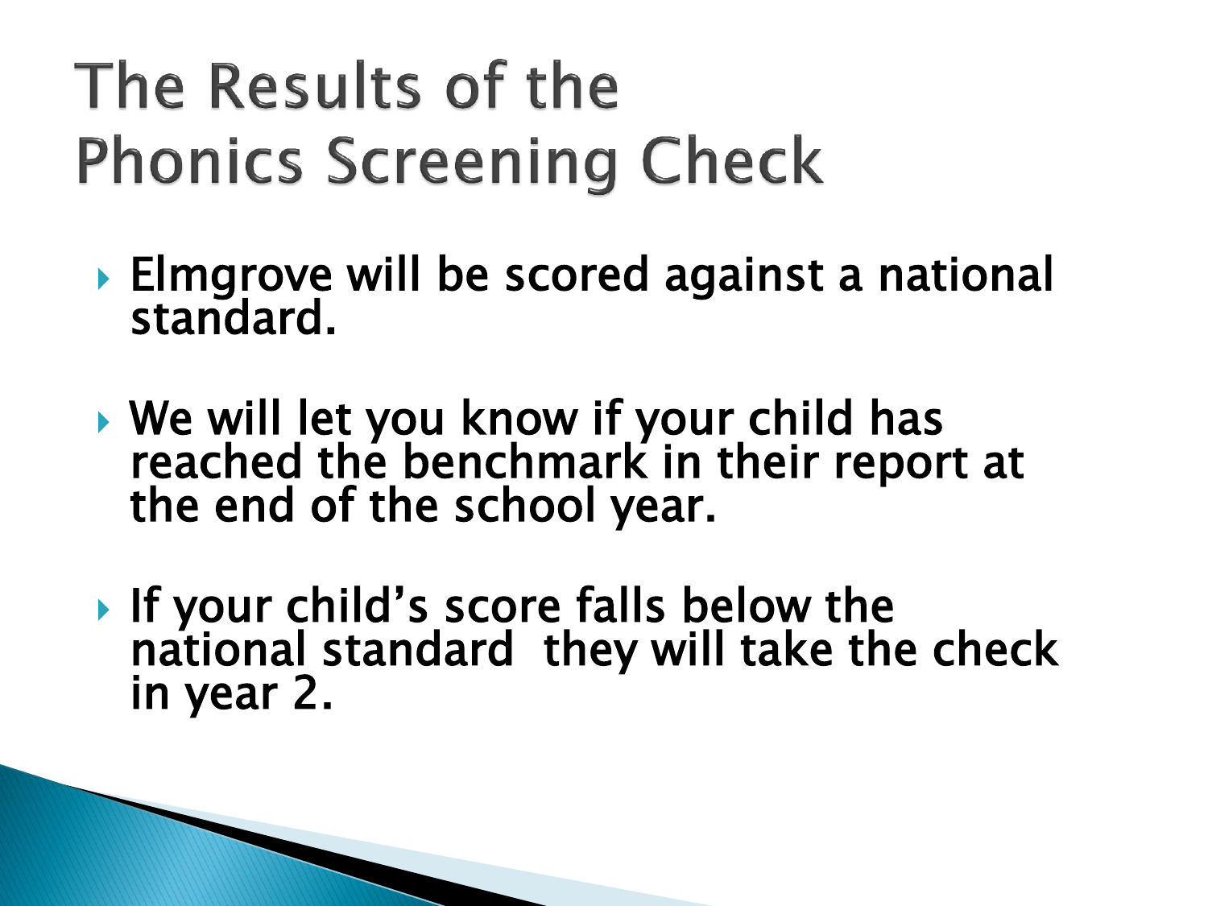# The Results of the Phonics Screening Check

- Elmgrove will be scored against a national standard.
- We will let you know if your child has reached the benchmark in their report at the end of the school year.
- If your child's score falls below the national standard they will take the check in year 2.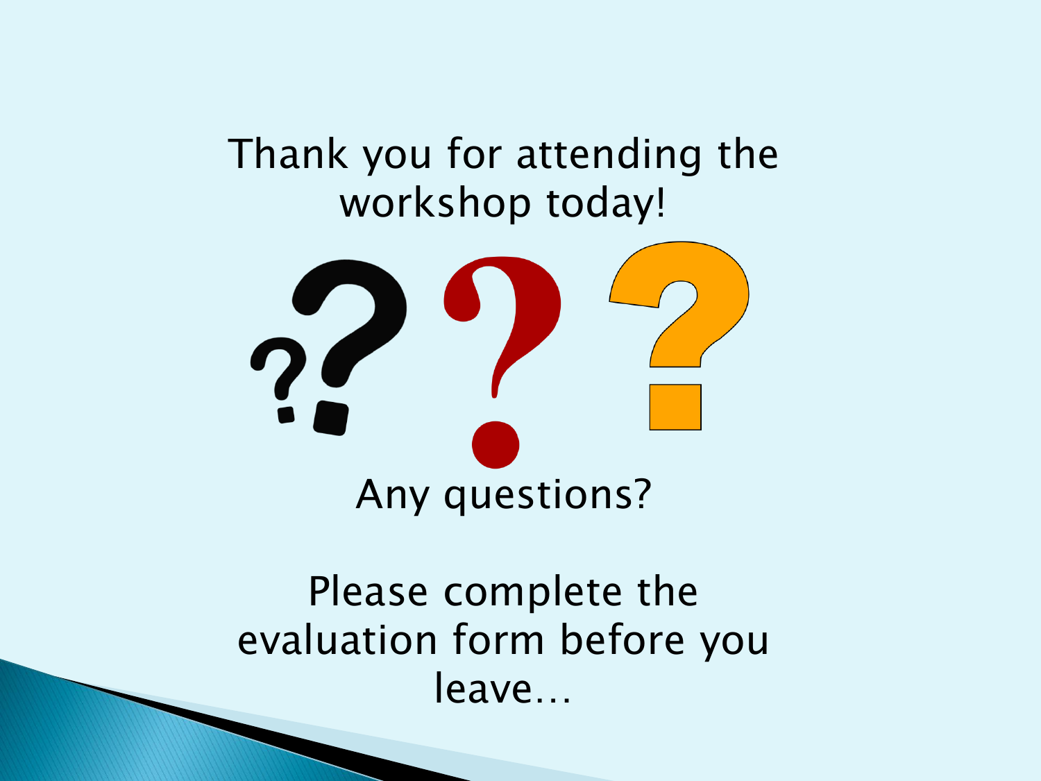Thank you for attending the workshop today!

Any questions?

Please complete the evaluation form before you leave…